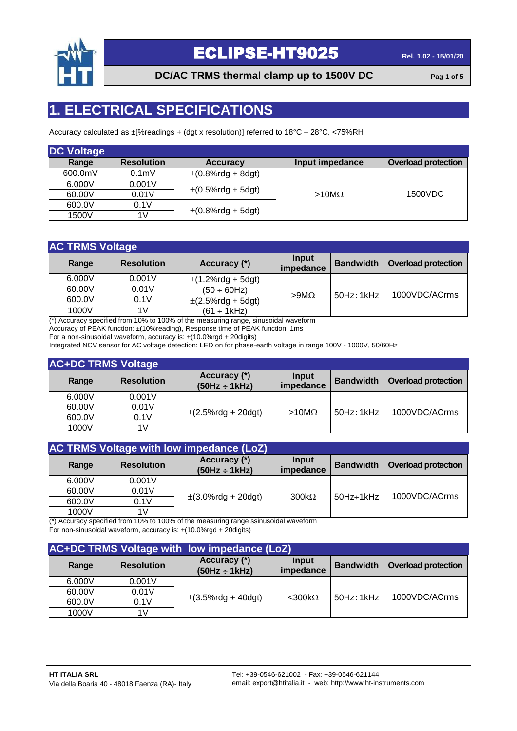# ECLIPSE-HT9025

**DC/AC TRMS thermal clamp up to 1500V DC**

## 1. ELECTRICAL SPECIFICATIONS

Accuracy calculated as ±[%readings + (dgt x resolution)] referred to 18°C ÷ 28°C, <75%RH

### DC Voltage

| Range | Resolution | Accuracy | Input impedance | Overload protection |
|---|---|---|---|---|
| 600.0mV | 0.1mV | ±(0.8%rdg + 8dgt) | >10MΩ | 1500VDC |
| 6.000V | 0.001V | ±(0.5%rdg + 5dgt) | | |
| 60.00V | 0.01V | | | |
| 600.0V | 0.1V | ±(0.8%rdg + 5dgt) | | |
| 1500V | 1V | | | |

### AC TRMS Voltage

| Range | Resolution | Accuracy (*) | Input impedance | Bandwidth | Overload protection |
|---|---|---|---|---|---|
| 6.000V | 0.001V | ±(1.2%rdg + 5dgt) (50 ÷ 60Hz) | >9MΩ | 50Hz÷1kHz | 1000VDC/ACrms |
| 60.00V | 0.01V | | | | |
| 600.0V | 0.1V | ±(2.5%rdg + 5dgt) (61 ÷ 1kHz) | | | |
| 1000V | 1V | | | | |

(*) Accuracy specified from 10% to 100% of the measuring range, sinusoidal waveform
Accuracy of PEAK function: ±(10%reading), Response time of PEAK function: 1ms
For a non-sinusoidal waveform, accuracy is: ±(10.0%rgd + 20digits)
Integrated NCV sensor for AC voltage detection: LED on for phase-earth voltage in range 100V - 1000V, 50/60Hz

### AC+DC TRMS Voltage

| Range | Resolution | Accuracy (*) (50Hz ÷ 1kHz) | Input impedance | Bandwidth | Overload protection |
|---|---|---|---|---|---|
| 6.000V | 0.001V | ±(2.5%rdg + 20dgt) | >10MΩ | 50Hz÷1kHz | 1000VDC/ACrms |
| 60.00V | 0.01V | | | | |
| 600.0V | 0.1V | | | | |
| 1000V | 1V | | | | |

### AC TRMS Voltage with low impedance (LoZ)

| Range | Resolution | Accuracy (*) (50Hz ÷ 1kHz) | Input impedance | Bandwidth | Overload protection |
|---|---|---|---|---|---|
| 6.000V | 0.001V | ±(3.0%rdg + 20dgt) | 300kΩ | 50Hz÷1kHz | 1000VDC/ACrms |
| 60.00V | 0.01V | | | | |
| 600.0V | 0.1V | | | | |
| 1000V | 1V | | | | |

(*) Accuracy specified from 10% to 100% of the measuring range ssinusoidal waveform
For non-sinusoidal waveform, accuracy is: ±(10.0%rgd + 20digits)

### AC+DC TRMS Voltage with low impedance (LoZ)

| Range | Resolution | Accuracy (*) (50Hz ÷ 1kHz) | Input impedance | Bandwidth | Overload protection |
|---|---|---|---|---|---|
| 6.000V | 0.001V | ±(3.5%rdg + 40dgt) | <300kΩ | 50Hz÷1kHz | 1000VDC/ACrms |
| 60.00V | 0.01V | | | | |
| 600.0V | 0.1V | | | | |
| 1000V | 1V | | | | |

**HT ITALIA SRL**
Via della Boaria 40 - 48018 Faenza (RA)- Italy

Tel: +39-0546-621002 - Fax: +39-0546-621144
email: export@htitalia.it - web: http://www.ht-instruments.com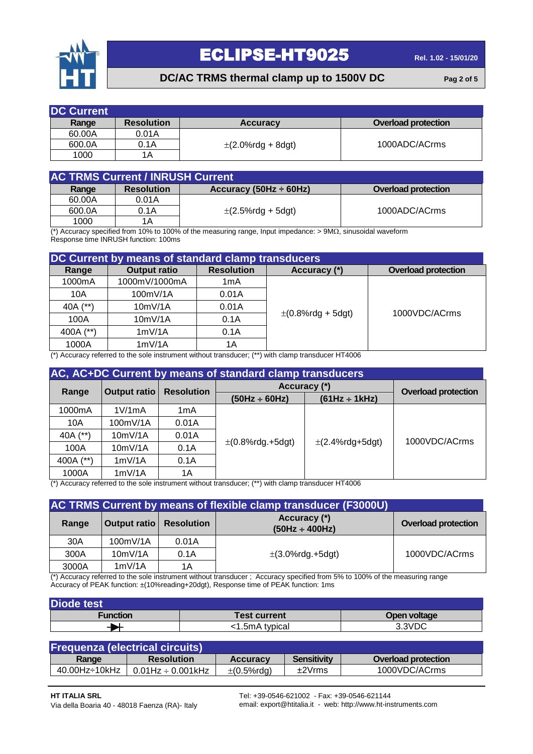## DC Current

| Range | Resolution | Accuracy | Overload protection |
|---|---|---|---|
| 60.00A | 0.01A | ±(2.0%rdg + 8dgt) | 1000ADC/ACrms |
| 600.0A | 0.1A | | |
| 1000 | 1A | | |

## AC TRMS Current / INRUSH Current

| Range | Resolution | Accuracy (50Hz ÷ 60Hz) | Overload protection |
|---|---|---|---|
| 60.00A | 0.01A | ±(2.5%rdg + 5dgt) | 1000ADC/ACrms |
| 600.0A | 0.1A | | |
| 1000 | 1A | | |

(*) Accuracy specified from 10% to 100% of the measuring range, Input impedance: > 9MΩ, sinusoidal waveform
Response time INRUSH function: 100ms

## DC Current by means of standard clamp transducers

| Range | Output ratio | Resolution | Accuracy (*) | Overload protection |
|---|---|---|---|---|
| 1000mA | 1000mV/1000mA | 1mA | ±(0.8%rdg + 5dgt) | 1000VDC/ACrms |
| 10A | 100mV/1A | 0.01A | | |
| 40A (**) | 10mV/1A | 0.01A | | |
| 100A | 10mV/1A | 0.1A | | |
| 400A (**) | 1mV/1A | 0.1A | | |
| 1000A | 1mV/1A | 1A | | |

(*) Accuracy referred to the sole instrument without transducer; (**) with clamp transducer HT4006

## AC, AC+DC Current by means of standard clamp transducers

| Range | Output ratio | Resolution | Accuracy (*) | | Overload protection |
|---|---|---|---|---|---|
| | | | (50Hz ÷ 60Hz) | (61Hz ÷ 1kHz) | |
| 1000mA | 1V/1mA | 1mA | ±(0.8%rdg.+5dgt) | ±(2.4%rdg+5dgt) | 1000VDC/ACrms |
| 10A | 100mV/1A | 0.01A | | | |
| 40A (**) | 10mV/1A | 0.01A | | | |
| 100A | 10mV/1A | 0.1A | | | |
| 400A (**) | 1mV/1A | 0.1A | | | |
| 1000A | 1mV/1A | 1A | | | |

(*) Accuracy referred to the sole instrument without transducer; (**) with clamp transducer HT4006

## AC TRMS Current by means of flexible clamp transducer (F3000U)

| Range | Output ratio | Resolution | Accuracy (*) (50Hz ÷ 400Hz) | Overload protection |
|---|---|---|---|---|
| 30A | 100mV/1A | 0.01A | ±(3.0%rdg.+5dgt) | 1000VDC/ACrms |
| 300A | 10mV/1A | 0.1A | | |
| 3000A | 1mV/1A | 1A | | |

(*) Accuracy referred to the sole instrument without transducer ; Accuracy specified from 5% to 100% of the measuring range
Accuracy of PEAK function: ±(10%reading+20dgt), Response time of PEAK function: 1ms

## Diode test

| Function | Test current | Open voltage |
|---|---|---|
| ▶⊢ | <1.5mA typical | 3.3VDC |

## Frequenza (electrical circuits)

| Range | Resolution | Accuracy | Sensitivity | Overload protection |
|---|---|---|---|---|
| 40.00Hz÷10kHz | 0.01Hz ÷ 0.001kHz | ±(0.5%rdg) | ±2Vrms | 1000VDC/ACrms |

**HT ITALIA SRL**
Via della Boaria 40 - 48018 Faenza (RA)- Italy

Tel: +39-0546-621002 - Fax: +39-0546-621144
email: export@htitalia.it - web: http://www.ht-instruments.com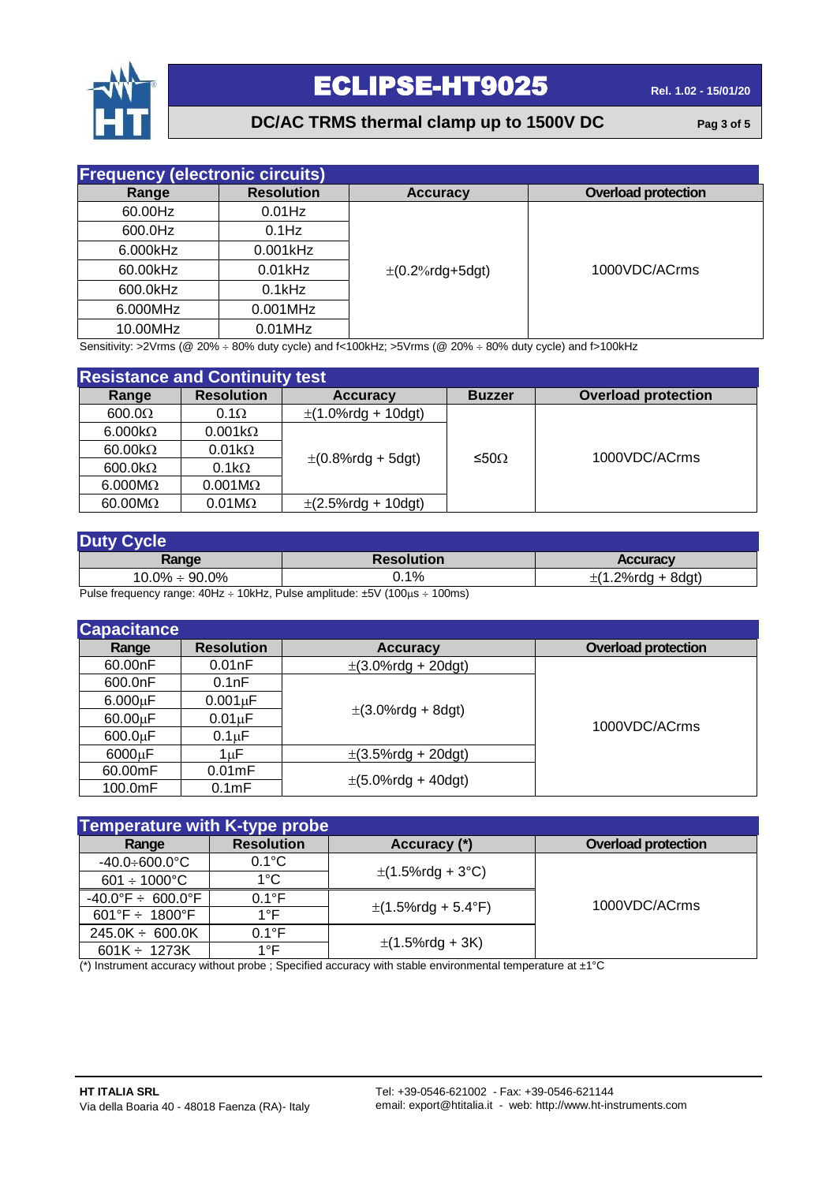## Frequency (electronic circuits)

| Range | Resolution | Accuracy | Overload protection |
|---|---|---|---|
| 60.00Hz | 0.01Hz | ±(0.2%rdg+5dgt) | 1000VDC/ACrms |
| 600.0Hz | 0.1Hz | | |
| 6.000kHz | 0.001kHz | | |
| 60.00kHz | 0.01kHz | | |
| 600.0kHz | 0.1kHz | | |
| 6.000MHz | 0.001MHz | | |
| 10.00MHz | 0.01MHz | | |

Sensitivity: >2Vrms (@ 20% ÷ 80% duty cycle) and f<100kHz; >5Vrms (@ 20% ÷ 80% duty cycle) and f>100kHz

## Resistance and Continuity test

| Range | Resolution | Accuracy | Buzzer | Overload protection |
|---|---|---|---|---|
| 600.0Ω | 0.1Ω | ±(1.0%rdg + 10dgt) | ≤50Ω | 1000VDC/ACrms |
| 6.000kΩ | 0.001kΩ | ±(0.8%rdg + 5dgt) | | |
| 60.00kΩ | 0.01kΩ | | | |
| 600.0kΩ | 0.1kΩ | | | |
| 6.000MΩ | 0.001MΩ | | | |
| 60.00MΩ | 0.01MΩ | ±(2.5%rdg + 10dgt) | | |

## Duty Cycle

| Range | Resolution | Accuracy |
|---|---|---|
| 10.0% ÷ 90.0% | 0.1% | ±(1.2%rdg + 8dgt) |

Pulse frequency range: 40Hz ÷ 10kHz, Pulse amplitude: ±5V (100μs ÷ 100ms)

## Capacitance

| Range | Resolution | Accuracy | Overload protection |
|---|---|---|---|
| 60.00nF | 0.01nF | ±(3.0%rdg + 20dgt) | 1000VDC/ACrms |
| 600.0nF | 0.1nF | ±(3.0%rdg + 8dgt) | |
| 6.000μF | 0.001μF | | |
| 60.00μF | 0.01μF | | |
| 600.0μF | 0.1μF | | |
| 6000μF | 1μF | ±(3.5%rdg + 20dgt) | |
| 60.00mF | 0.01mF | ±(5.0%rdg + 40dgt) | |
| 100.0mF | 0.1mF | | |

## Temperature with K-type probe

| Range | Resolution | Accuracy (*) | Overload protection |
|---|---|---|---|
| -40.0÷600.0°C | 0.1°C | ±(1.5%rdg + 3°C) | 1000VDC/ACrms |
| 601 ÷ 1000°C | 1°C | | |
| -40.0°F ÷ 600.0°F | 0.1°F | ±(1.5%rdg + 5.4°F) | |
| 601°F ÷ 1800°F | 1°F | | |
| 245.0K ÷ 600.0K | 0.1°F | ±(1.5%rdg + 3K) | |
| 601K ÷ 1273K | 1°F | | |

(*) Instrument accuracy without probe ; Specified accuracy with stable environmental temperature at ±1°C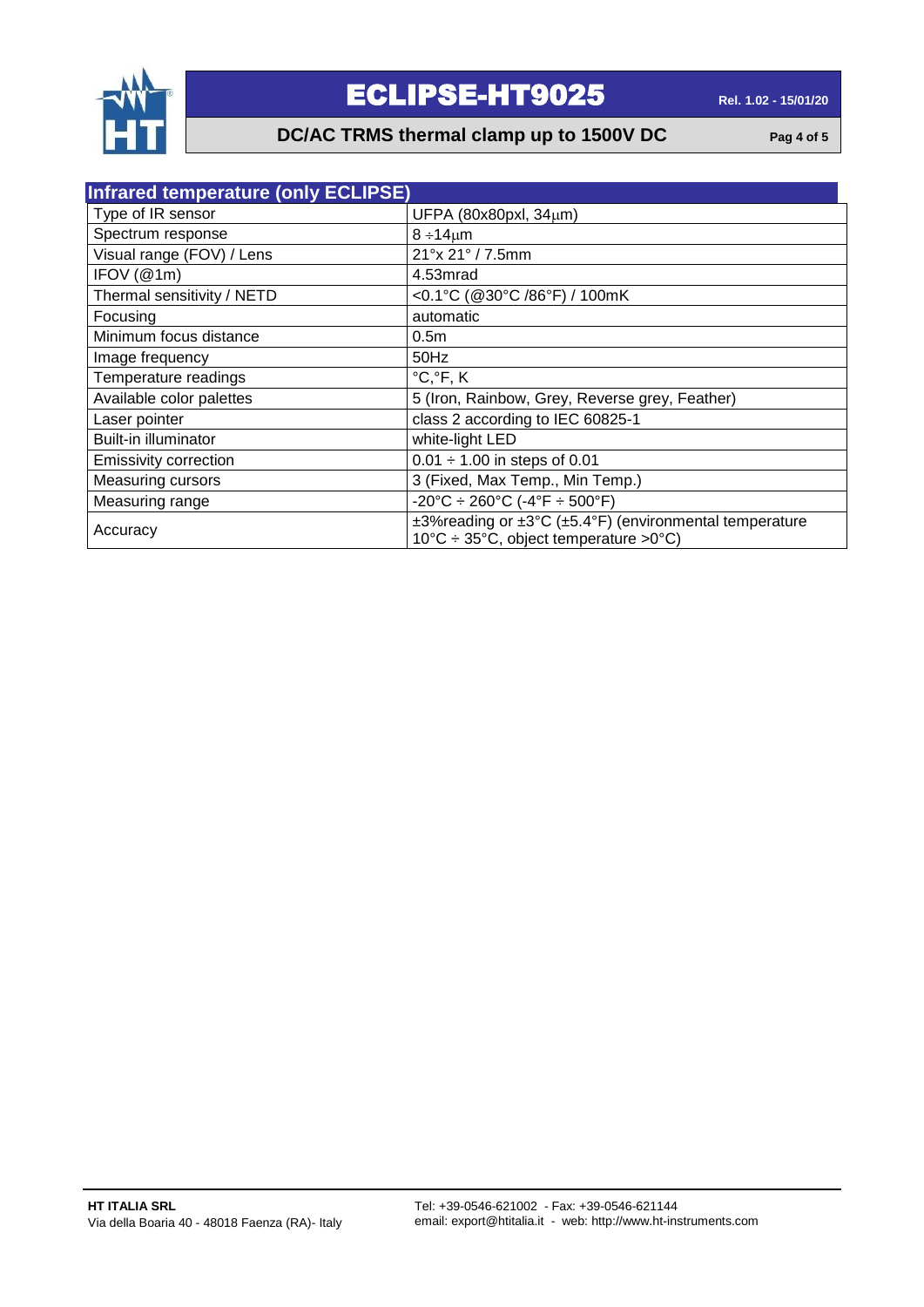## Infrared temperature (only ECLIPSE)

| Parameter | Value |
|---|---|
| Type of IR sensor | UFPA (80x80pxl, 34μm) |
| Spectrum response | 8 ÷14μm |
| Visual range (FOV) / Lens | 21°x 21° / 7.5mm |
| IFOV (@1m) | 4.53mrad |
| Thermal sensitivity / NETD | <0.1°C (@30°C /86°F) / 100mK |
| Focusing | automatic |
| Minimum focus distance | 0.5m |
| Image frequency | 50Hz |
| Temperature readings | °C,°F, K |
| Available color palettes | 5 (Iron, Rainbow, Grey, Reverse grey, Feather) |
| Laser pointer | class 2 according to IEC 60825-1 |
| Built-in illuminator | white-light LED |
| Emissivity correction | 0.01 ÷ 1.00 in steps of 0.01 |
| Measuring cursors | 3 (Fixed, Max Temp., Min Temp.) |
| Measuring range | -20°C ÷ 260°C (-4°F ÷ 500°F) |
| Accuracy | ±3%reading or ±3°C (±5.4°F) (environmental temperature 10°C ÷ 35°C, object temperature >0°C) |

**HT ITALIA SRL**
Via della Boaria 40 - 48018 Faenza (RA)- Italy

Tel: +39-0546-621002 - Fax: +39-0546-621144
email: export@htitalia.it - web: http://www.ht-instruments.com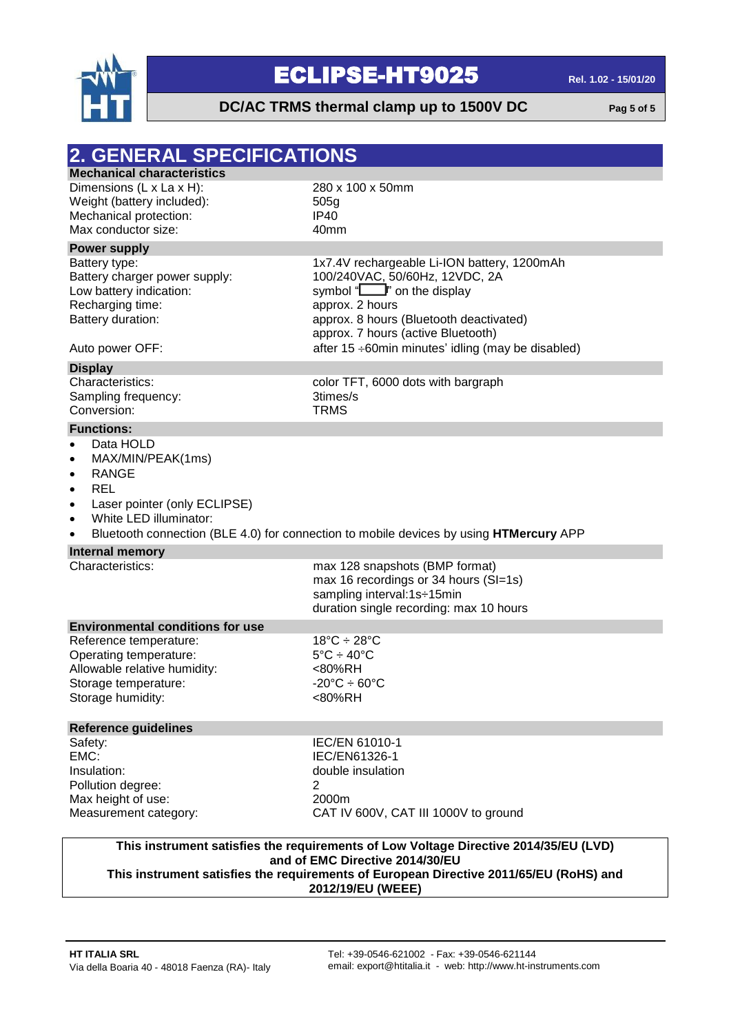## 2. GENERAL SPECIFICATIONS

| **Mechanical characteristics** | |
|---|---|
| Dimensions (L x La x H): | 280 x 100 x 50mm |
| Weight (battery included): | 505g |
| Mechanical protection: | IP40 |
| Max conductor size: | 40mm |

| **Power supply** | |
|---|---|
| Battery type: | 1x7.4V rechargeable Li-ION battery, 1200mAh |
| Battery charger power supply: | 100/240VAC, 50/60Hz, 12VDC, 2A |
| Low battery indication: | symbol " " on the display |
| Recharging time: | approx. 2 hours |
| Battery duration: | approx. 8 hours (Bluetooth deactivated)<br>approx. 7 hours (active Bluetooth) |
| Auto power OFF: | after 15 ÷60min minutes' idling (may be disabled) |

| **Display** | |
|---|---|
| Characteristics: | color TFT, 6000 dots with bargraph |
| Sampling frequency: | 3times/s |
| Conversion: | TRMS |

**Functions:**

- Data HOLD
- MAX/MIN/PEAK(1ms)
- RANGE
- REL
- Laser pointer (only ECLIPSE)
- White LED illuminator:
- Bluetooth connection (BLE 4.0) for connection to mobile devices by using **HTMercury** APP

| **Internal memory** | |
|---|---|
| Characteristics: | max 128 snapshots (BMP format)<br>max 16 recordings or 34 hours (SI=1s)<br>sampling interval:1s÷15min<br>duration single recording: max 10 hours |

| **Environmental conditions for use** | |
|---|---|
| Reference temperature: | 18°C ÷ 28°C |
| Operating temperature: | 5°C ÷ 40°C |
| Allowable relative humidity: | <80%RH |
| Storage temperature: | -20°C ÷ 60°C |
| Storage humidity: | <80%RH |

| **Reference guidelines** | |
|---|---|
| Safety: | IEC/EN 61010-1 |
| EMC: | IEC/EN61326-1 |
| Insulation: | double insulation |
| Pollution degree: | 2 |
| Max height of use: | 2000m |
| Measurement category: | CAT IV 600V, CAT III 1000V to ground |

**This instrument satisfies the requirements of Low Voltage Directive 2014/35/EU (LVD) and of EMC Directive 2014/30/EU**
**This instrument satisfies the requirements of European Directive 2011/65/EU (RoHS) and 2012/19/EU (WEEE)**

**HT ITALIA SRL**
Via della Boaria 40 - 48018 Faenza (RA)- Italy

Tel: +39-0546-621002 - Fax: +39-0546-621144
email: export@htitalia.it - web: http://www.ht-instruments.com